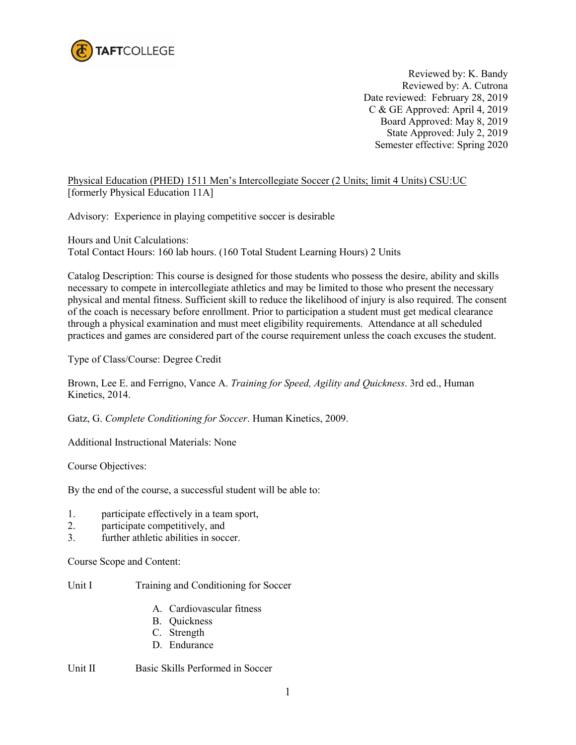Reviewed by: K. Bandy
Reviewed by: A. Cutrona
Date reviewed: February 28, 2019
C & GE Approved: April 4, 2019
Board Approved: May 8, 2019
State Approved: July 2, 2019
Semester effective: Spring 2020

Physical Education (PHED) 1511 Men's Intercollegiate Soccer (2 Units; limit 4 Units) CSU:UC
[formerly Physical Education 11A]

Advisory: Experience in playing competitive soccer is desirable

Hours and Unit Calculations:
Total Contact Hours: 160 lab hours. (160 Total Student Learning Hours) 2 Units

Catalog Description: This course is designed for those students who possess the desire, ability and skills necessary to compete in intercollegiate athletics and may be limited to those who present the necessary physical and mental fitness. Sufficient skill to reduce the likelihood of injury is also required. The consent of the coach is necessary before enrollment. Prior to participation a student must get medical clearance through a physical examination and must meet eligibility requirements. Attendance at all scheduled practices and games are considered part of the course requirement unless the coach excuses the student.

Type of Class/Course: Degree Credit

Brown, Lee E. and Ferrigno, Vance A. *Training for Speed, Agility and Quickness*. 3rd ed., Human Kinetics, 2014.

Gatz, G. *Complete Conditioning for Soccer*. Human Kinetics, 2009.

Additional Instructional Materials: None

Course Objectives:

By the end of the course, a successful student will be able to:

1. participate effectively in a team sport,
2. participate competitively, and
3. further athletic abilities in soccer.

Course Scope and Content:

Unit I Training and Conditioning for Soccer

A. Cardiovascular fitness
B. Quickness
C. Strength
D. Endurance

Unit II Basic Skills Performed in Soccer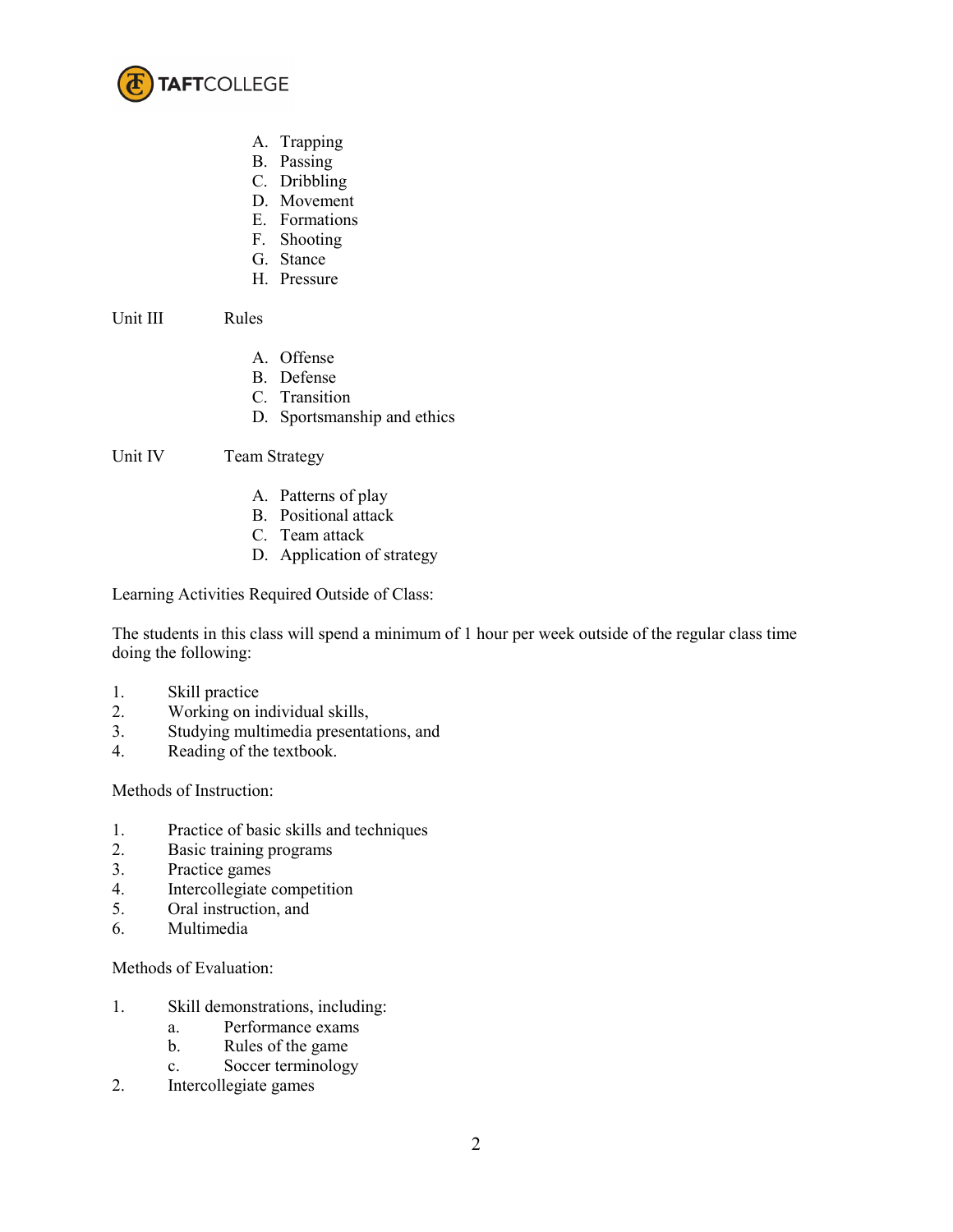A. Trapping
B. Passing
C. Dribbling
D. Movement
E. Formations
F. Shooting
G. Stance
H. Pressure

Unit III Rules

A. Offense
B. Defense
C. Transition
D. Sportsmanship and ethics

Unit IV Team Strategy

A. Patterns of play
B. Positional attack
C. Team attack
D. Application of strategy

Learning Activities Required Outside of Class:

The students in this class will spend a minimum of 1 hour per week outside of the regular class time doing the following:

1. Skill practice
2. Working on individual skills,
3. Studying multimedia presentations, and
4. Reading of the textbook.

Methods of Instruction:

1. Practice of basic skills and techniques
2. Basic training programs
3. Practice games
4. Intercollegiate competition
5. Oral instruction, and
6. Multimedia

Methods of Evaluation:

1. Skill demonstrations, including:
   a. Performance exams
   b. Rules of the game
   c. Soccer terminology
2. Intercollegiate games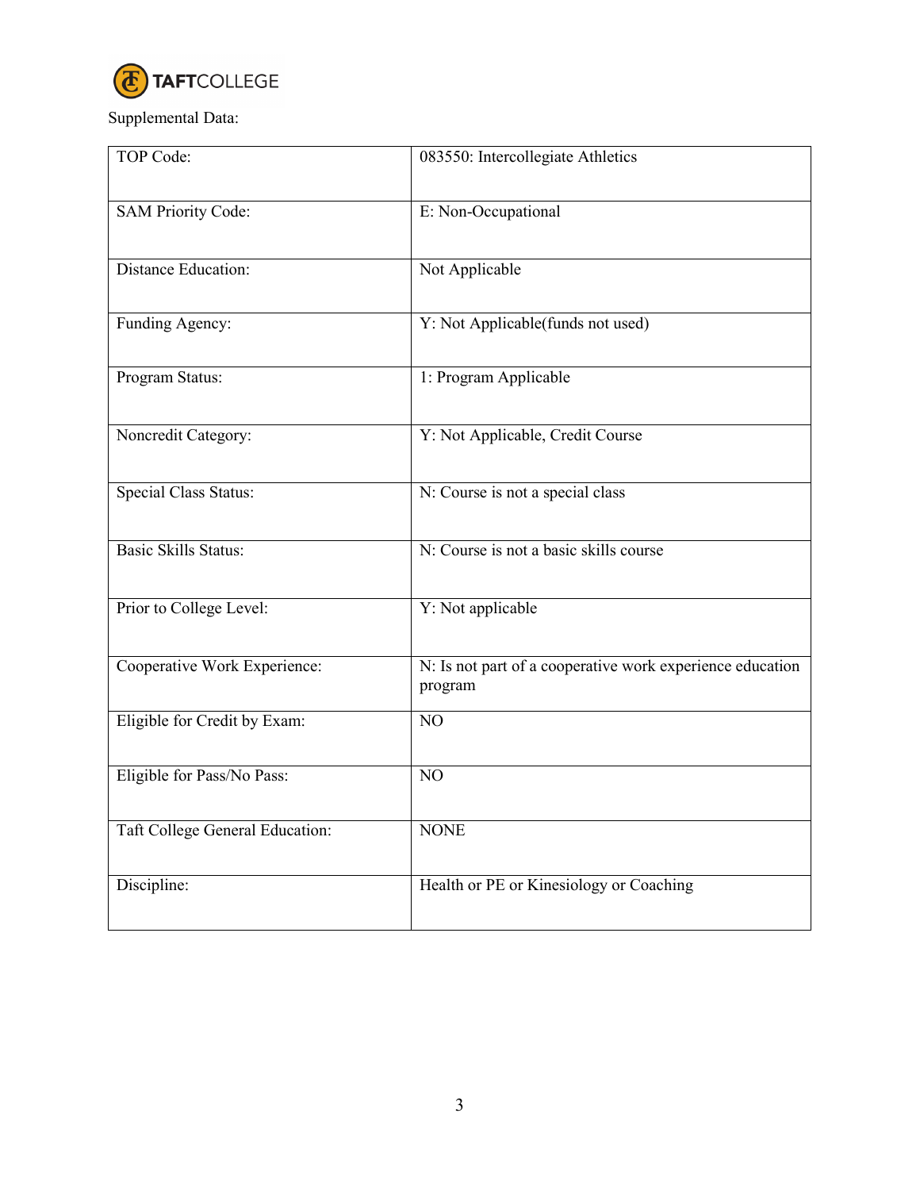TAFTCOLLEGE

Supplemental Data:

| | |
|---|---|
| TOP Code: | 083550: Intercollegiate Athletics |
| SAM Priority Code: | E: Non-Occupational |
| Distance Education: | Not Applicable |
| Funding Agency: | Y: Not Applicable(funds not used) |
| Program Status: | 1: Program Applicable |
| Noncredit Category: | Y: Not Applicable, Credit Course |
| Special Class Status: | N: Course is not a special class |
| Basic Skills Status: | N: Course is not a basic skills course |
| Prior to College Level: | Y: Not applicable |
| Cooperative Work Experience: | N: Is not part of a cooperative work experience education program |
| Eligible for Credit by Exam: | NO |
| Eligible for Pass/No Pass: | NO |
| Taft College General Education: | NONE |
| Discipline: | Health or PE or Kinesiology or Coaching |